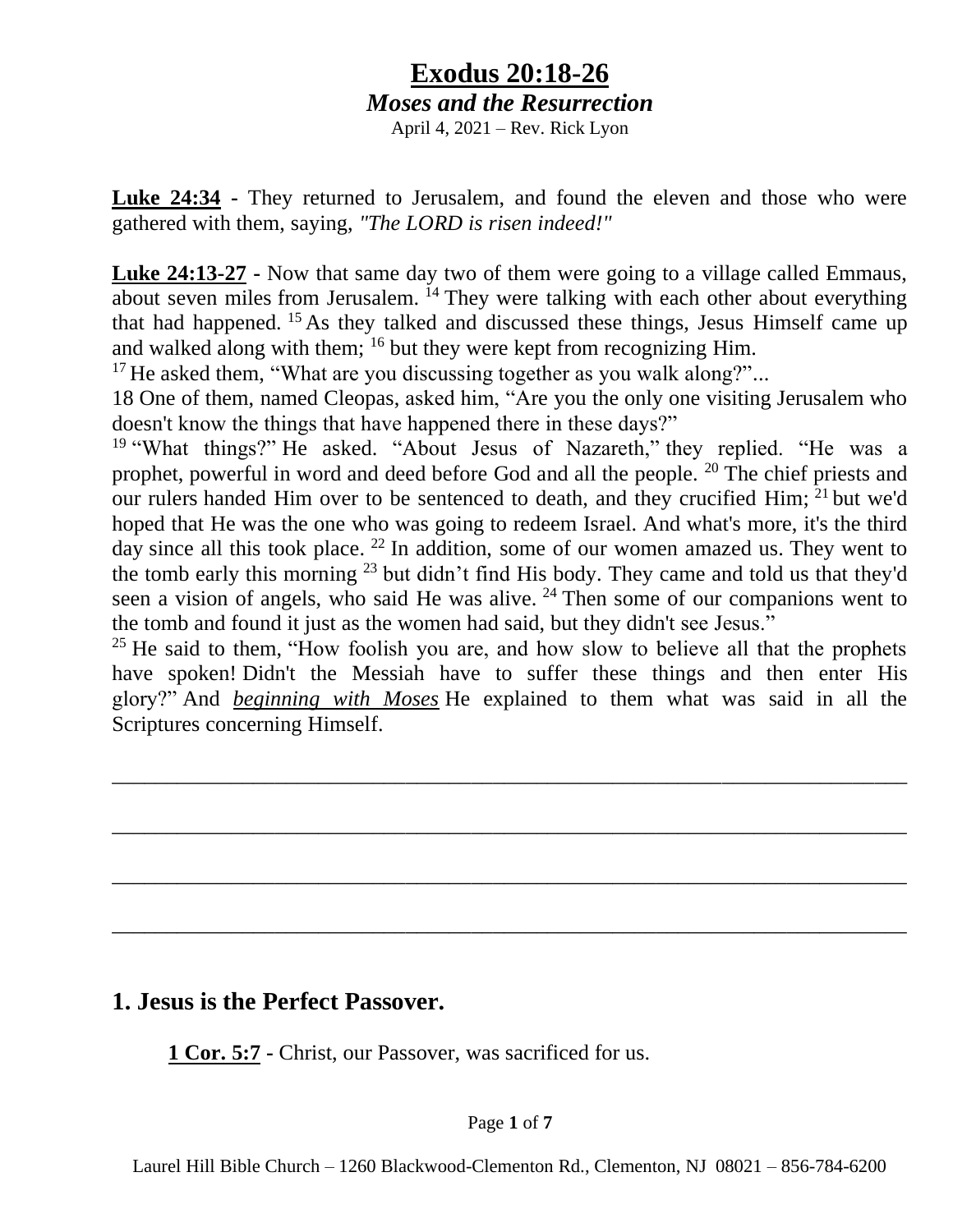# Exodus 20:18-26

## *Moses and the Resurrection*

April 4, 2021 – Rev. Rick Lyon

**Luke 24:34** - They returned to Jerusalem, and found the eleven and those who were gathered with them, saying, *"The LORD is risen indeed!"*

**Luke 24:13-27** - Now that same day two of them were going to a village called Emmaus, about seven miles from Jerusalem. [14] They were talking with each other about everything that had happened. [15] As they talked and discussed these things, Jesus Himself came up and walked along with them; [16] but they were kept from recognizing Him.
[17] He asked them, "What are you discussing together as you walk along?"...
18 One of them, named Cleopas, asked him, "Are you the only one visiting Jerusalem who doesn't know the things that have happened there in these days?"
[19] "What things?" He asked. "About Jesus of Nazareth," they replied. "He was a prophet, powerful in word and deed before God and all the people. [20] The chief priests and our rulers handed Him over to be sentenced to death, and they crucified Him; [21] but we'd hoped that He was the one who was going to redeem Israel. And what's more, it's the third day since all this took place. [22] In addition, some of our women amazed us. They went to the tomb early this morning [23] but didn't find His body. They came and told us that they'd seen a vision of angels, who said He was alive. [24] Then some of our companions went to the tomb and found it just as the women had said, but they didn't see Jesus."
[25] He said to them, "How foolish you are, and how slow to believe all that the prophets have spoken! Didn't the Messiah have to suffer these things and then enter His glory?" And ***beginning with Moses*** He explained to them what was said in all the Scriptures concerning Himself.

\_\_\_\_\_\_\_\_\_\_\_\_\_\_\_\_\_\_\_\_\_\_\_\_\_\_\_\_\_\_\_\_\_\_\_\_\_\_\_\_\_\_\_\_\_\_\_\_\_\_\_\_\_\_\_\_\_\_\_\_\_\_\_\_\_\_\_\_\_\_

\_\_\_\_\_\_\_\_\_\_\_\_\_\_\_\_\_\_\_\_\_\_\_\_\_\_\_\_\_\_\_\_\_\_\_\_\_\_\_\_\_\_\_\_\_\_\_\_\_\_\_\_\_\_\_\_\_\_\_\_\_\_\_\_\_\_\_\_\_\_

\_\_\_\_\_\_\_\_\_\_\_\_\_\_\_\_\_\_\_\_\_\_\_\_\_\_\_\_\_\_\_\_\_\_\_\_\_\_\_\_\_\_\_\_\_\_\_\_\_\_\_\_\_\_\_\_\_\_\_\_\_\_\_\_\_\_\_\_\_\_

\_\_\_\_\_\_\_\_\_\_\_\_\_\_\_\_\_\_\_\_\_\_\_\_\_\_\_\_\_\_\_\_\_\_\_\_\_\_\_\_\_\_\_\_\_\_\_\_\_\_\_\_\_\_\_\_\_\_\_\_\_\_\_\_\_\_\_\_\_\_

## 1. Jesus is the Perfect Passover.

**1 Cor. 5:7** - Christ, our Passover, was sacrificed for us.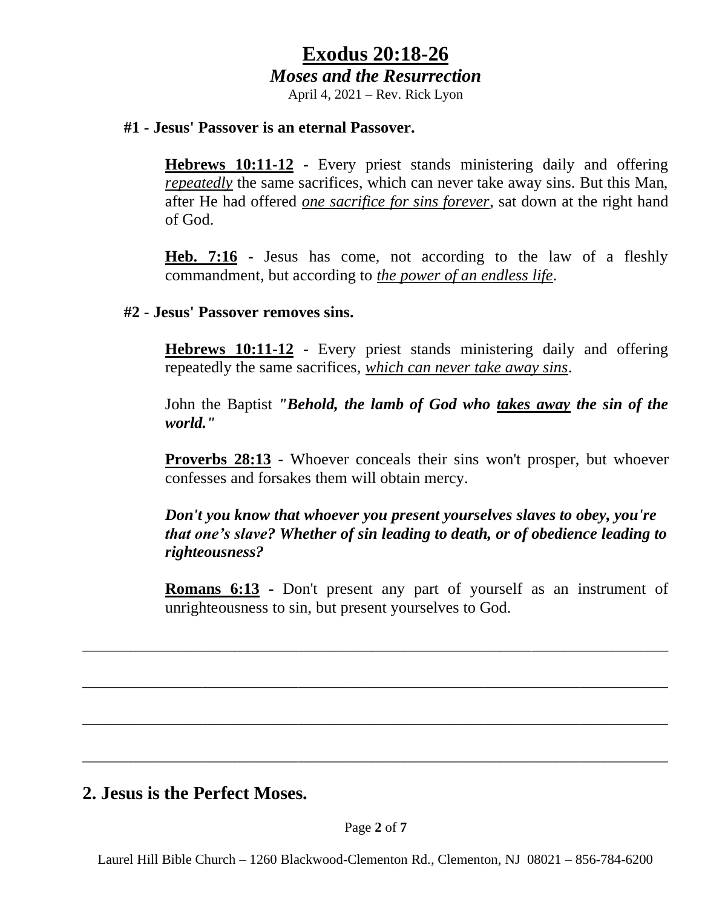# Exodus 20:18-26

***Moses and the Resurrection***

April 4, 2021 – Rev. Rick Lyon

**#1 - Jesus' Passover is an eternal Passover.**

**<u>Hebrews 10:11-12</u>** - Every priest stands ministering daily and offering *<u>repeatedly</u>* the same sacrifices, which can never take away sins. But this Man, after He had offered *<u>one sacrifice for sins forever</u>*, sat down at the right hand of God.

**<u>Heb. 7:16</u>** - Jesus has come, not according to the law of a fleshly commandment, but according to *<u>the power of an endless life</u>*.

**#2 - Jesus' Passover removes sins.**

**<u>Hebrews 10:11-12</u>** - Every priest stands ministering daily and offering repeatedly the same sacrifices, *<u>which can never take away sins</u>*.

John the Baptist ***"Behold, the lamb of God who <u>takes away</u> the sin of the world."***

**<u>Proverbs 28:13</u>** - Whoever conceals their sins won't prosper, but whoever confesses and forsakes them will obtain mercy.

***Don't you know that whoever you present yourselves slaves to obey, you're that one's slave? Whether of sin leading to death, or of obedience leading to righteousness?***

**<u>Romans 6:13</u>** - Don't present any part of yourself as an instrument of unrighteousness to sin, but present yourselves to God.

\_\_\_\_\_\_\_\_\_\_\_\_\_\_\_\_\_\_\_\_\_\_\_\_\_\_\_\_\_\_\_\_\_\_\_\_\_\_\_\_\_\_\_\_\_\_\_\_\_\_\_\_\_\_\_\_\_\_\_\_\_\_\_\_\_\_\_\_\_\_\_\_

\_\_\_\_\_\_\_\_\_\_\_\_\_\_\_\_\_\_\_\_\_\_\_\_\_\_\_\_\_\_\_\_\_\_\_\_\_\_\_\_\_\_\_\_\_\_\_\_\_\_\_\_\_\_\_\_\_\_\_\_\_\_\_\_\_\_\_\_\_\_\_\_

\_\_\_\_\_\_\_\_\_\_\_\_\_\_\_\_\_\_\_\_\_\_\_\_\_\_\_\_\_\_\_\_\_\_\_\_\_\_\_\_\_\_\_\_\_\_\_\_\_\_\_\_\_\_\_\_\_\_\_\_\_\_\_\_\_\_\_\_\_\_\_\_

\_\_\_\_\_\_\_\_\_\_\_\_\_\_\_\_\_\_\_\_\_\_\_\_\_\_\_\_\_\_\_\_\_\_\_\_\_\_\_\_\_\_\_\_\_\_\_\_\_\_\_\_\_\_\_\_\_\_\_\_\_\_\_\_\_\_\_\_\_\_\_\_

## 2. Jesus is the Perfect Moses.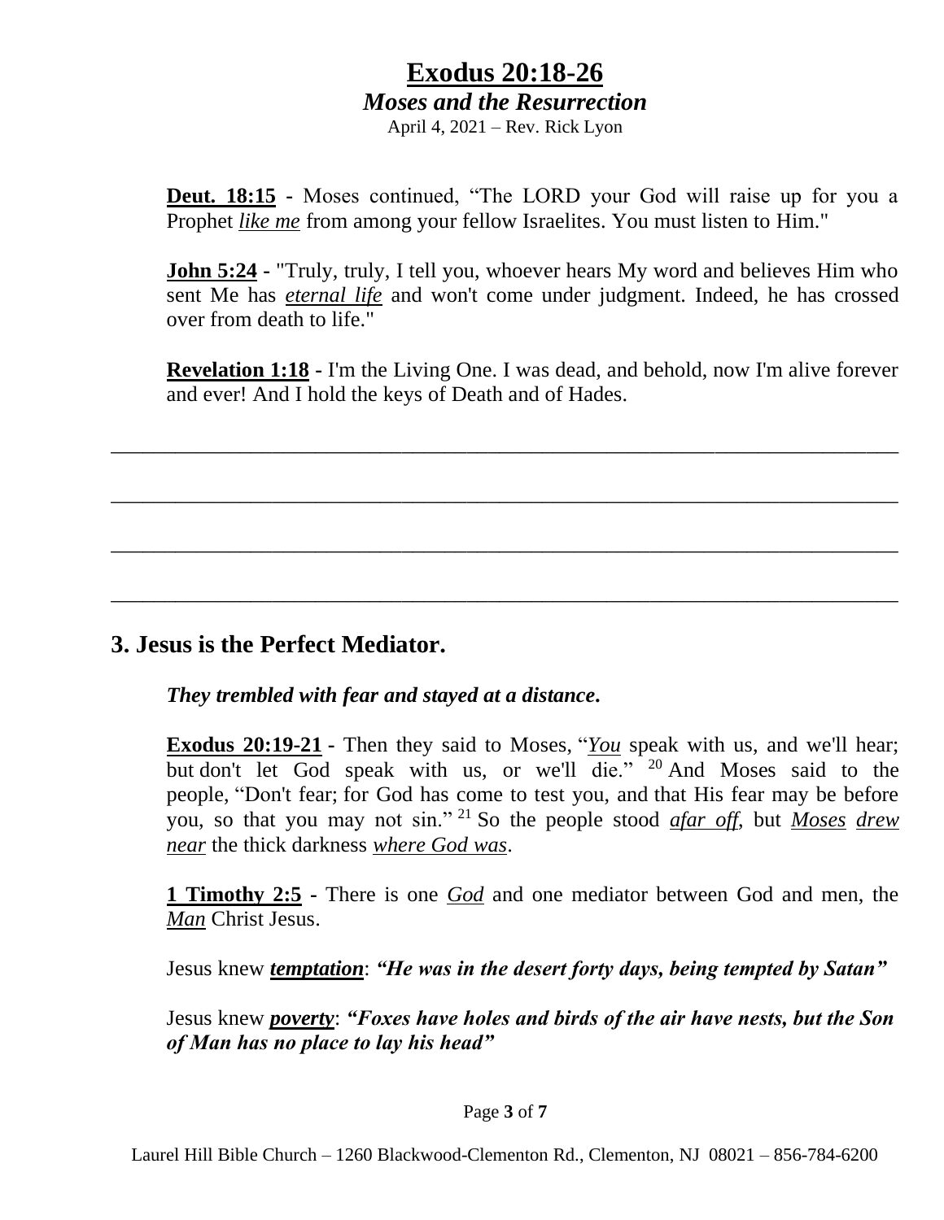# Exodus 20:18-26

***Moses and the Resurrection***

April 4, 2021 – Rev. Rick Lyon

**Deut. 18:15** - Moses continued, "The LORD your God will raise up for you a Prophet *like me* from among your fellow Israelites. You must listen to Him."

**John 5:24** - "Truly, truly, I tell you, whoever hears My word and believes Him who sent Me has *eternal life* and won't come under judgment. Indeed, he has crossed over from death to life."

**Revelation 1:18** - I'm the Living One. I was dead, and behold, now I'm alive forever and ever! And I hold the keys of Death and of Hades.

\_\_\_\_\_\_\_\_\_\_\_\_\_\_\_\_\_\_\_\_\_\_\_\_\_\_\_\_\_\_\_\_\_\_\_\_\_\_\_\_\_\_\_\_\_\_\_\_\_\_\_\_\_\_\_\_\_\_\_\_\_\_\_\_\_\_\_\_\_\_

\_\_\_\_\_\_\_\_\_\_\_\_\_\_\_\_\_\_\_\_\_\_\_\_\_\_\_\_\_\_\_\_\_\_\_\_\_\_\_\_\_\_\_\_\_\_\_\_\_\_\_\_\_\_\_\_\_\_\_\_\_\_\_\_\_\_\_\_\_\_

\_\_\_\_\_\_\_\_\_\_\_\_\_\_\_\_\_\_\_\_\_\_\_\_\_\_\_\_\_\_\_\_\_\_\_\_\_\_\_\_\_\_\_\_\_\_\_\_\_\_\_\_\_\_\_\_\_\_\_\_\_\_\_\_\_\_\_\_\_\_

\_\_\_\_\_\_\_\_\_\_\_\_\_\_\_\_\_\_\_\_\_\_\_\_\_\_\_\_\_\_\_\_\_\_\_\_\_\_\_\_\_\_\_\_\_\_\_\_\_\_\_\_\_\_\_\_\_\_\_\_\_\_\_\_\_\_\_\_\_\_

## 3. Jesus is the Perfect Mediator.

***They trembled with fear and stayed at a distance.***

**Exodus 20:19-21** - Then they said to Moses, "*You* speak with us, and we'll hear; but don't let God speak with us, or we'll die." [20] And Moses said to the people, "Don't fear; for God has come to test you, and that His fear may be before you, so that you may not sin." [21] So the people stood *afar off*, but *Moses drew near* the thick darkness *where God was*.

**1 Timothy 2:5** - There is one *God* and one mediator between God and men, the *Man* Christ Jesus.

Jesus knew ***temptation***: ***"He was in the desert forty days, being tempted by Satan"***

Jesus knew ***poverty***: ***"Foxes have holes and birds of the air have nests, but the Son of Man has no place to lay his head"***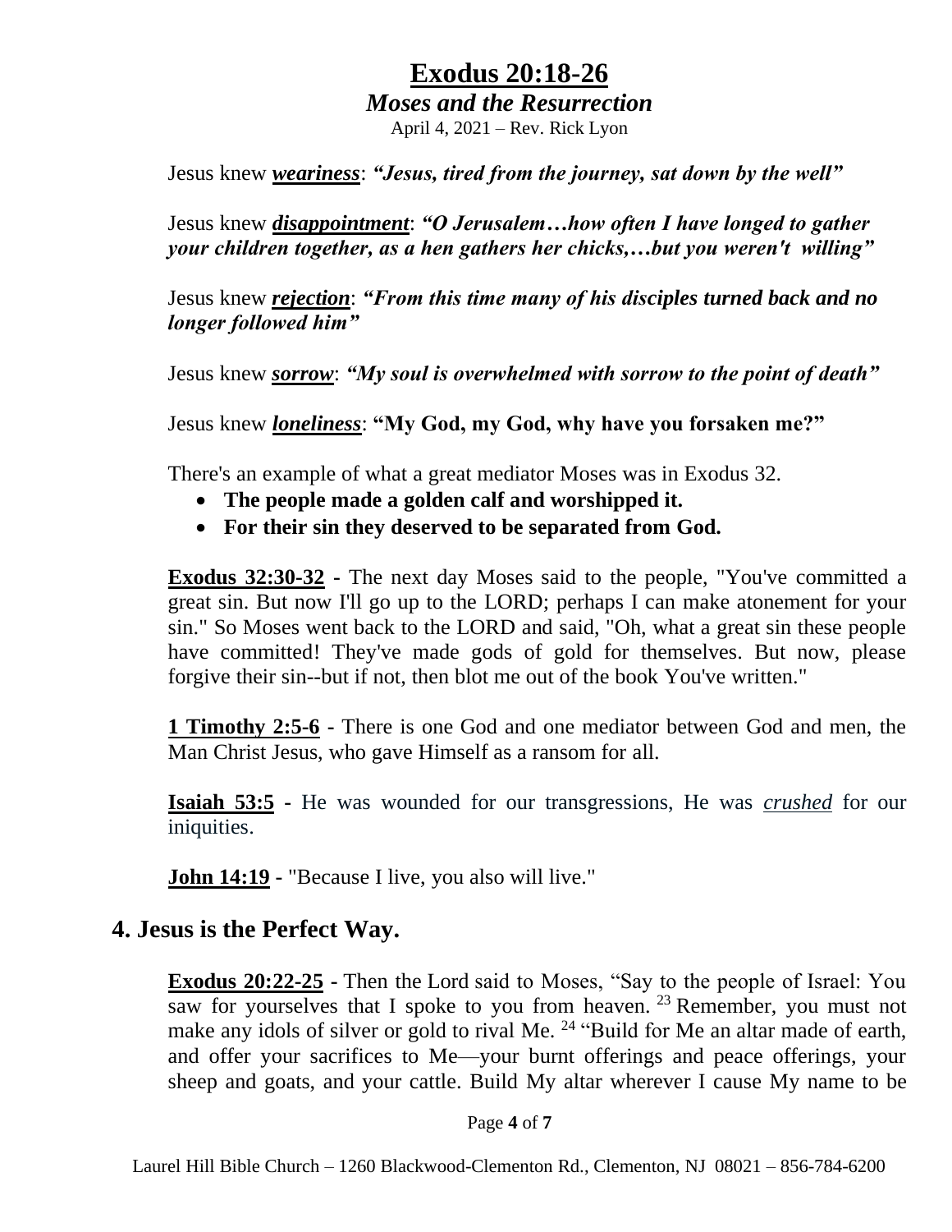# Exodus 20:18-26

### *Moses and the Resurrection*

April 4, 2021 – Rev. Rick Lyon

Jesus knew ***weariness***: ***"Jesus, tired from the journey, sat down by the well"***

Jesus knew ***disappointment***: ***"O Jerusalem…how often I have longed to gather your children together, as a hen gathers her chicks,…but you weren't willing"***

Jesus knew ***rejection***: ***"From this time many of his disciples turned back and no longer followed him"***

Jesus knew ***sorrow***: ***"My soul is overwhelmed with sorrow to the point of death"***

Jesus knew ***loneliness***: **"My God, my God, why have you forsaken me?"**

There's an example of what a great mediator Moses was in Exodus 32.

- **The people made a golden calf and worshipped it.**
- **For their sin they deserved to be separated from God.**

**Exodus 32:30-32** - The next day Moses said to the people, "You've committed a great sin. But now I'll go up to the LORD; perhaps I can make atonement for your sin." So Moses went back to the LORD and said, "Oh, what a great sin these people have committed! They've made gods of gold for themselves. But now, please forgive their sin--but if not, then blot me out of the book You've written."

**1 Timothy 2:5-6** - There is one God and one mediator between God and men, the Man Christ Jesus, who gave Himself as a ransom for all.

**Isaiah 53:5** - He was wounded for our transgressions, He was *crushed* for our iniquities.

**John 14:19** - "Because I live, you also will live."

## 4. Jesus is the Perfect Way.

**Exodus 20:22-25** - Then the Lord said to Moses, "Say to the people of Israel: You saw for yourselves that I spoke to you from heaven. [23] Remember, you must not make any idols of silver or gold to rival Me. [24] "Build for Me an altar made of earth, and offer your sacrifices to Me—your burnt offerings and peace offerings, your sheep and goats, and your cattle. Build My altar wherever I cause My name to be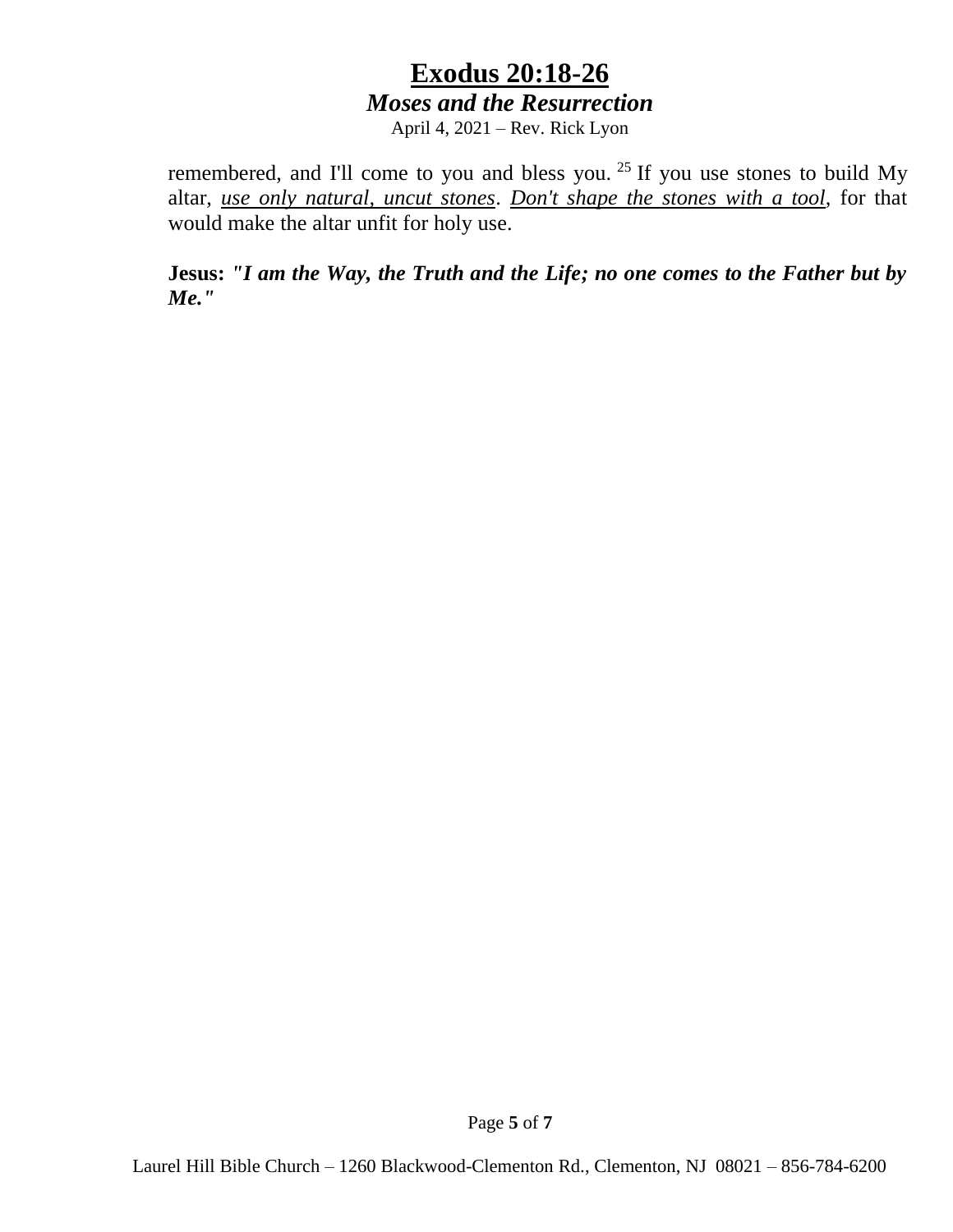remembered, and I'll come to you and bless you. [25] If you use stones to build My altar, *use only natural, uncut stones*. *Don't shape the stones with a tool*, for that would make the altar unfit for holy use.

**Jesus:** ***"I am the Way, the Truth and the Life; no one comes to the Father but by Me."***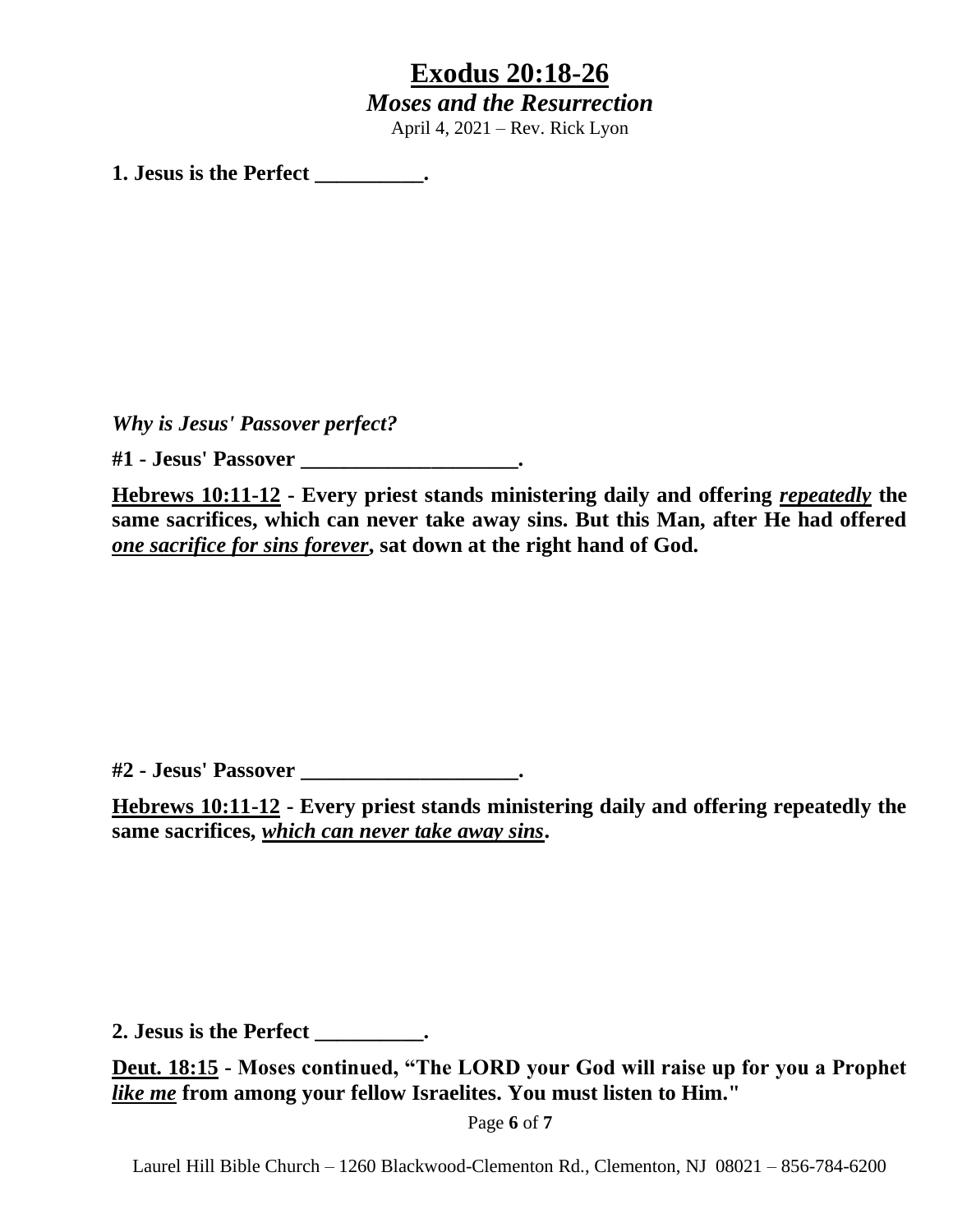# Exodus 20:18-26

## *Moses and the Resurrection*

April 4, 2021 – Rev. Rick Lyon

**1. Jesus is the Perfect __________.**

***Why is Jesus' Passover perfect?***

**#1 - Jesus' Passover ____________________.**

**Hebrews 10:11-12 - Every priest stands ministering daily and offering *repeatedly* the same sacrifices, which can never take away sins. But this Man, after He had offered *one sacrifice for sins forever*, sat down at the right hand of God.**

**#2 - Jesus' Passover ____________________.**

**Hebrews 10:11-12 - Every priest stands ministering daily and offering repeatedly the same sacrifices, *which can never take away sins*.**

**2. Jesus is the Perfect __________.**

**Deut. 18:15 - Moses continued, "The LORD your God will raise up for you a Prophet *like me* from among your fellow Israelites. You must listen to Him."**

Laurel Hill Bible Church – 1260 Blackwood-Clementon Rd., Clementon, NJ 08021 – 856-784-6200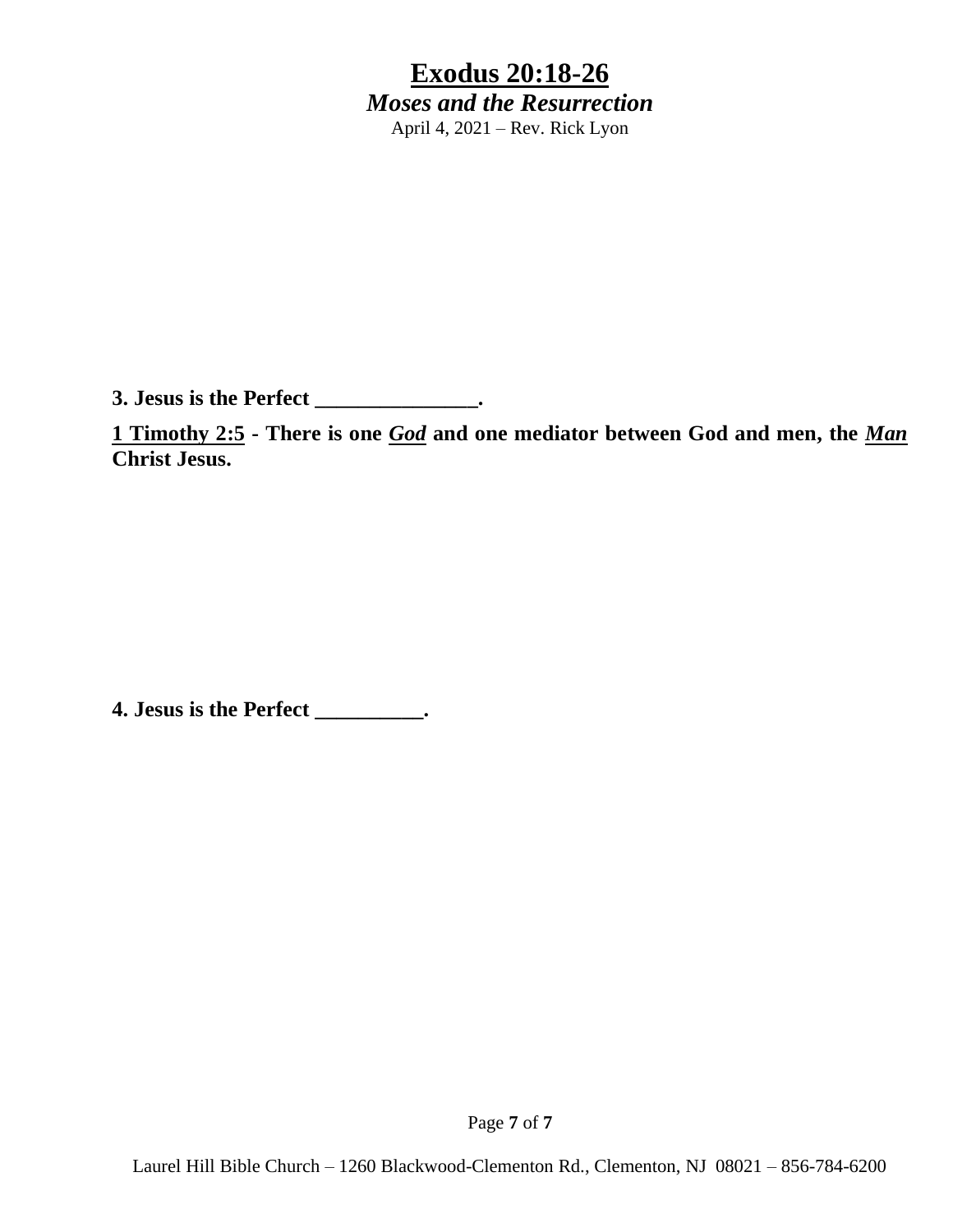**3. Jesus is the Perfect _______________.**

**<u>1 Timothy 2:5</u> - There is one *<u>God</u>* and one mediator between God and men, the *<u>Man</u>* Christ Jesus.**

**4. Jesus is the Perfect __________.**